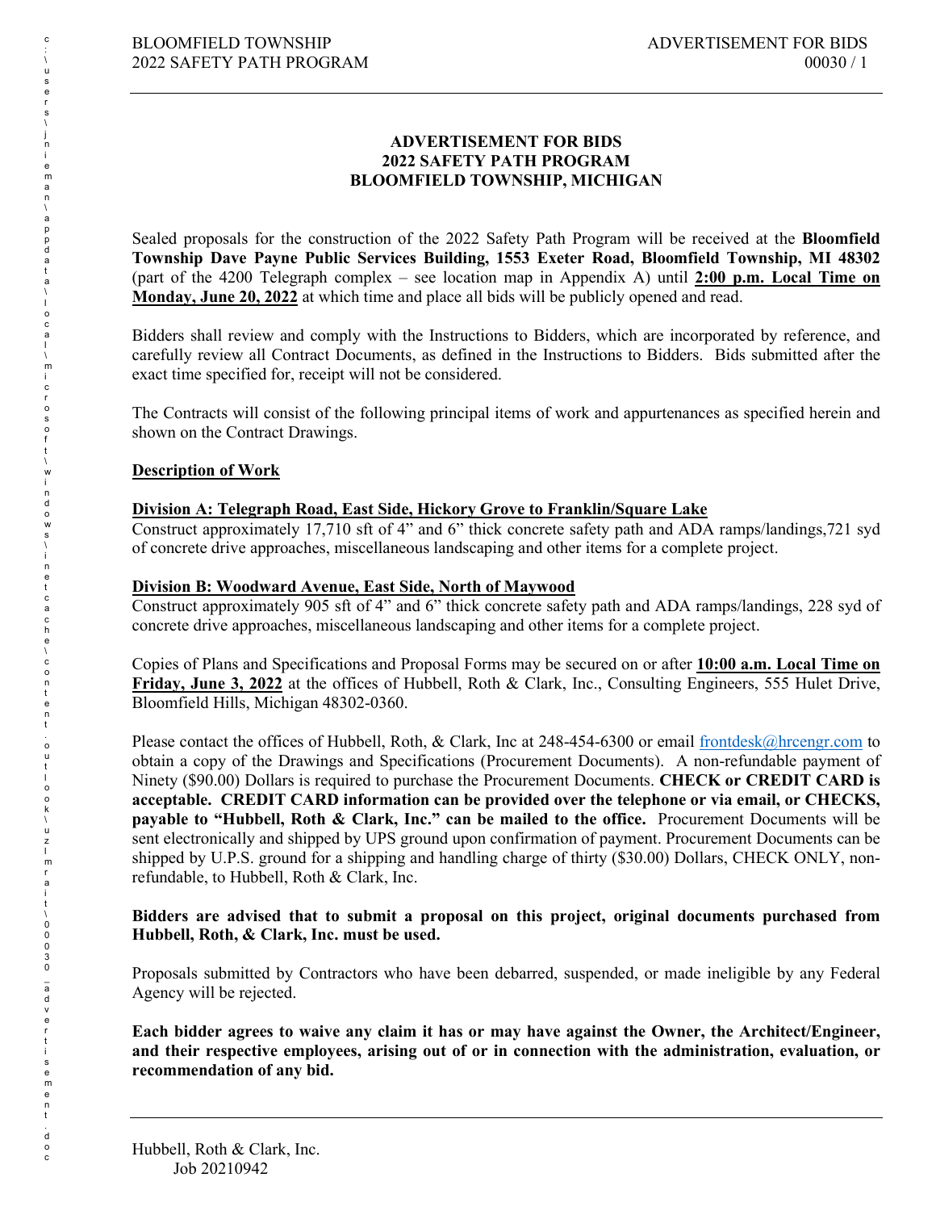# ADVERTISEMENT FOR BIDS
# 2022 SAFETY PATH PROGRAM
# BLOOMFIELD TOWNSHIP, MICHIGAN

Sealed proposals for the construction of the 2022 Safety Path Program will be received at the **Bloomfield Township Dave Payne Public Services Building, 1553 Exeter Road, Bloomfield Township, MI 48302** (part of the 4200 Telegraph complex – see location map in Appendix A) until **2:00 p.m. Local Time on Monday, June 20, 2022** at which time and place all bids will be publicly opened and read.

Bidders shall review and comply with the Instructions to Bidders, which are incorporated by reference, and carefully review all Contract Documents, as defined in the Instructions to Bidders. Bids submitted after the exact time specified for, receipt will not be considered.

The Contracts will consist of the following principal items of work and appurtenances as specified herein and shown on the Contract Drawings.

## Description of Work

### Division A: Telegraph Road, East Side, Hickory Grove to Franklin/Square Lake

Construct approximately 17,710 sft of 4" and 6" thick concrete safety path and ADA ramps/landings,721 syd of concrete drive approaches, miscellaneous landscaping and other items for a complete project.

### Division B: Woodward Avenue, East Side, North of Maywood

Construct approximately 905 sft of 4" and 6" thick concrete safety path and ADA ramps/landings, 228 syd of concrete drive approaches, miscellaneous landscaping and other items for a complete project.

Copies of Plans and Specifications and Proposal Forms may be secured on or after **10:00 a.m. Local Time on Friday, June 3, 2022** at the offices of Hubbell, Roth & Clark, Inc., Consulting Engineers, 555 Hulet Drive, Bloomfield Hills, Michigan 48302-0360.

Please contact the offices of Hubbell, Roth, & Clark, Inc at 248-454-6300 or email frontdesk@hrcengr.com to obtain a copy of the Drawings and Specifications (Procurement Documents). A non-refundable payment of Ninety ($90.00) Dollars is required to purchase the Procurement Documents. **CHECK or CREDIT CARD is acceptable. CREDIT CARD information can be provided over the telephone or via email, or CHECKS, payable to "Hubbell, Roth & Clark, Inc." can be mailed to the office.** Procurement Documents will be sent electronically and shipped by UPS ground upon confirmation of payment. Procurement Documents can be shipped by U.P.S. ground for a shipping and handling charge of thirty ($30.00) Dollars, CHECK ONLY, non-refundable, to Hubbell, Roth & Clark, Inc.

**Bidders are advised that to submit a proposal on this project, original documents purchased from Hubbell, Roth, & Clark, Inc. must be used.**

Proposals submitted by Contractors who have been debarred, suspended, or made ineligible by any Federal Agency will be rejected.

**Each bidder agrees to waive any claim it has or may have against the Owner, the Architect/Engineer, and their respective employees, arising out of or in connection with the administration, evaluation, or recommendation of any bid.**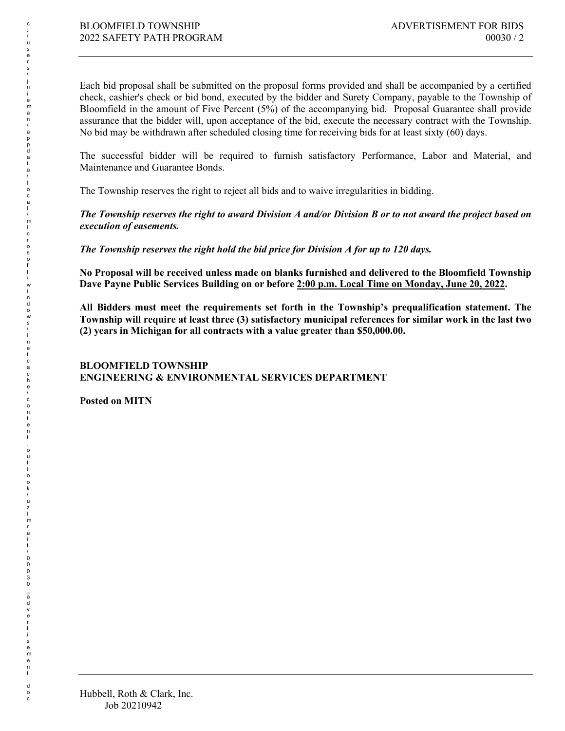Each bid proposal shall be submitted on the proposal forms provided and shall be accompanied by a certified check, cashier's check or bid bond, executed by the bidder and Surety Company, payable to the Township of Bloomfield in the amount of Five Percent (5%) of the accompanying bid. Proposal Guarantee shall provide assurance that the bidder will, upon acceptance of the bid, execute the necessary contract with the Township. No bid may be withdrawn after scheduled closing time for receiving bids for at least sixty (60) days.

The successful bidder will be required to furnish satisfactory Performance, Labor and Material, and Maintenance and Guarantee Bonds.

The Township reserves the right to reject all bids and to waive irregularities in bidding.

***The Township reserves the right to award Division A and/or Division B or to not award the project based on execution of easements.***

***The Township reserves the right hold the bid price for Division A for up to 120 days.***

**No Proposal will be received unless made on blanks furnished and delivered to the Bloomfield Township Dave Payne Public Services Building on or before 2:00 p.m. Local Time on Monday, June 20, 2022.**

**All Bidders must meet the requirements set forth in the Township's prequalification statement. The Township will require at least three (3) satisfactory municipal references for similar work in the last two (2) years in Michigan for all contracts with a value greater than $50,000.00.**

**BLOOMFIELD TOWNSHIP**
**ENGINEERING & ENVIRONMENTAL SERVICES DEPARTMENT**

**Posted on MITN**